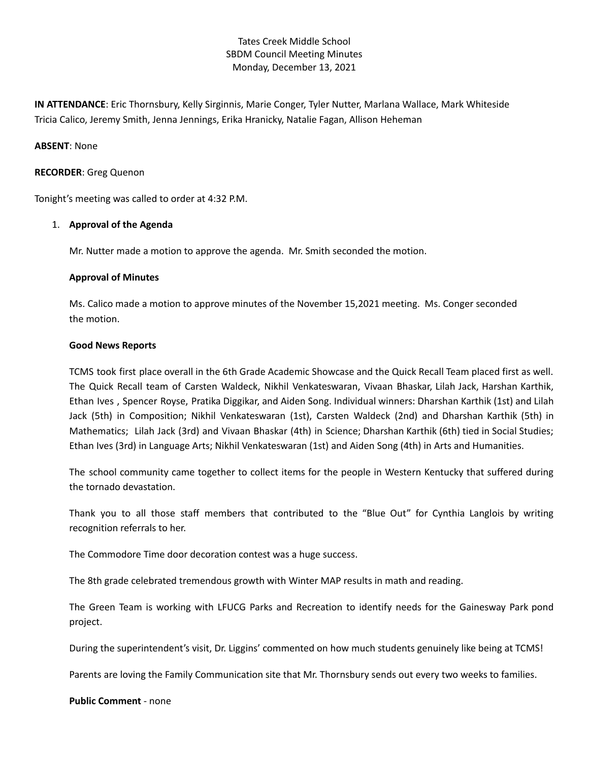Tates Creek Middle School
SBDM Council Meeting Minutes
Monday, December 13, 2021

**IN ATTENDANCE**: Eric Thornsbury, Kelly Sirginnis, Marie Conger, Tyler Nutter, Marlana Wallace, Mark Whiteside Tricia Calico, Jeremy Smith, Jenna Jennings, Erika Hranicky, Natalie Fagan, Allison Heheman

**ABSENT**: None

**RECORDER**: Greg Quenon

Tonight's meeting was called to order at 4:32 P.M.

1. **Approval of the Agenda**

   Mr. Nutter made a motion to approve the agenda. Mr. Smith seconded the motion.

   **Approval of Minutes**

   Ms. Calico made a motion to approve minutes of the November 15,2021 meeting. Ms. Conger seconded the motion.

   **Good News Reports**

   TCMS took first place overall in the 6th Grade Academic Showcase and the Quick Recall Team placed first as well. The Quick Recall team of Carsten Waldeck, Nikhil Venkateswaran, Vivaan Bhaskar, Lilah Jack, Harshan Karthik, Ethan Ives , Spencer Royse, Pratika Diggikar, and Aiden Song. Individual winners: Dharshan Karthik (1st) and Lilah Jack (5th) in Composition; Nikhil Venkateswaran (1st), Carsten Waldeck (2nd) and Dharshan Karthik (5th) in Mathematics; Lilah Jack (3rd) and Vivaan Bhaskar (4th) in Science; Dharshan Karthik (6th) tied in Social Studies; Ethan Ives (3rd) in Language Arts; Nikhil Venkateswaran (1st) and Aiden Song (4th) in Arts and Humanities.

   The school community came together to collect items for the people in Western Kentucky that suffered during the tornado devastation.

   Thank you to all those staff members that contributed to the "Blue Out" for Cynthia Langlois by writing recognition referrals to her.

   The Commodore Time door decoration contest was a huge success.

   The 8th grade celebrated tremendous growth with Winter MAP results in math and reading.

   The Green Team is working with LFUCG Parks and Recreation to identify needs for the Gainesway Park pond project.

   During the superintendent's visit, Dr. Liggins' commented on how much students genuinely like being at TCMS!

   Parents are loving the Family Communication site that Mr. Thornsbury sends out every two weeks to families.

   **Public Comment** - none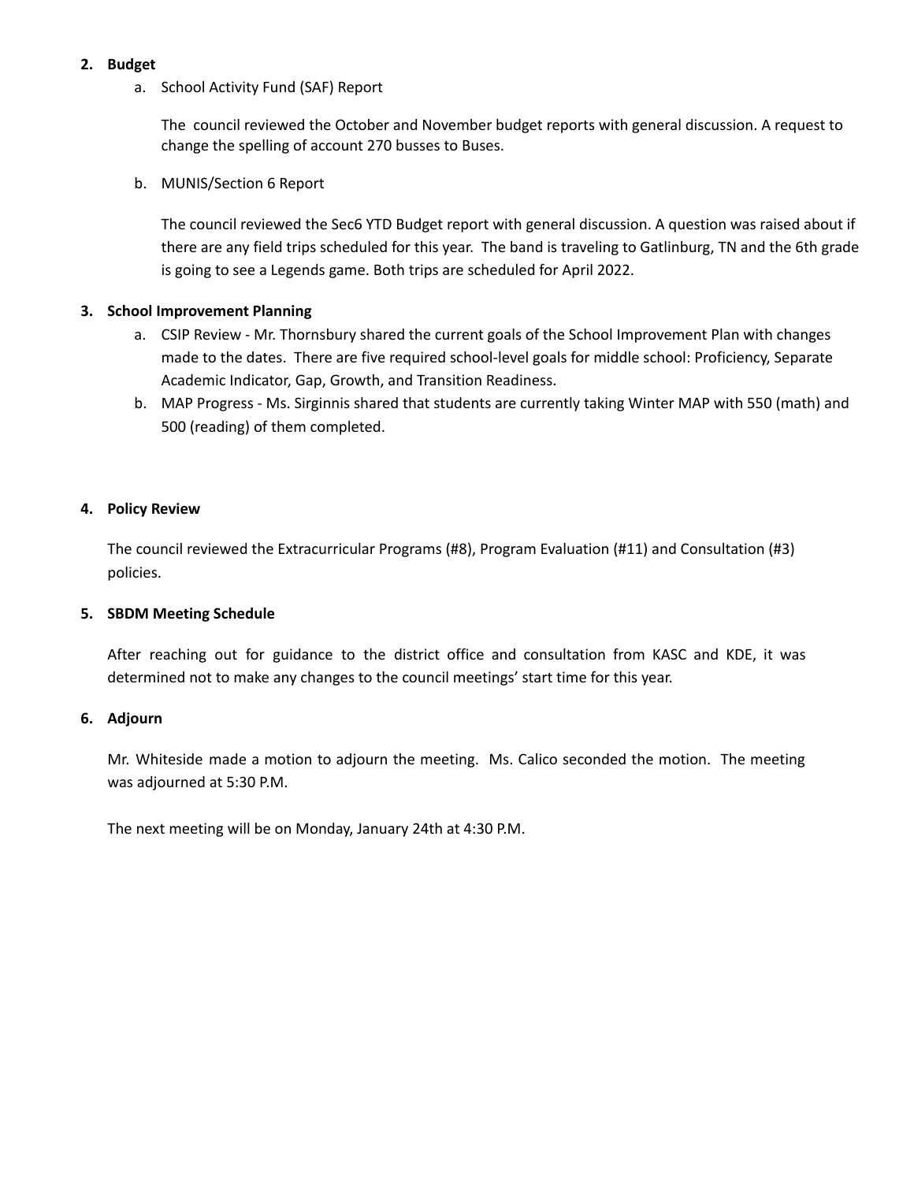2. **Budget**

   a. School Activity Fund (SAF) Report

      The council reviewed the October and November budget reports with general discussion. A request to change the spelling of account 270 busses to Buses.

   b. MUNIS/Section 6 Report

      The council reviewed the Sec6 YTD Budget report with general discussion. A question was raised about if there are any field trips scheduled for this year. The band is traveling to Gatlinburg, TN and the 6th grade is going to see a Legends game. Both trips are scheduled for April 2022.

3. **School Improvement Planning**

   a. CSIP Review - Mr. Thornsbury shared the current goals of the School Improvement Plan with changes made to the dates. There are five required school-level goals for middle school: Proficiency, Separate Academic Indicator, Gap, Growth, and Transition Readiness.

   b. MAP Progress - Ms. Sirginnis shared that students are currently taking Winter MAP with 550 (math) and 500 (reading) of them completed.

4. **Policy Review**

   The council reviewed the Extracurricular Programs (#8), Program Evaluation (#11) and Consultation (#3) policies.

5. **SBDM Meeting Schedule**

   After reaching out for guidance to the district office and consultation from KASC and KDE, it was determined not to make any changes to the council meetings' start time for this year.

6. **Adjourn**

   Mr. Whiteside made a motion to adjourn the meeting. Ms. Calico seconded the motion. The meeting was adjourned at 5:30 P.M.

   The next meeting will be on Monday, January 24th at 4:30 P.M.